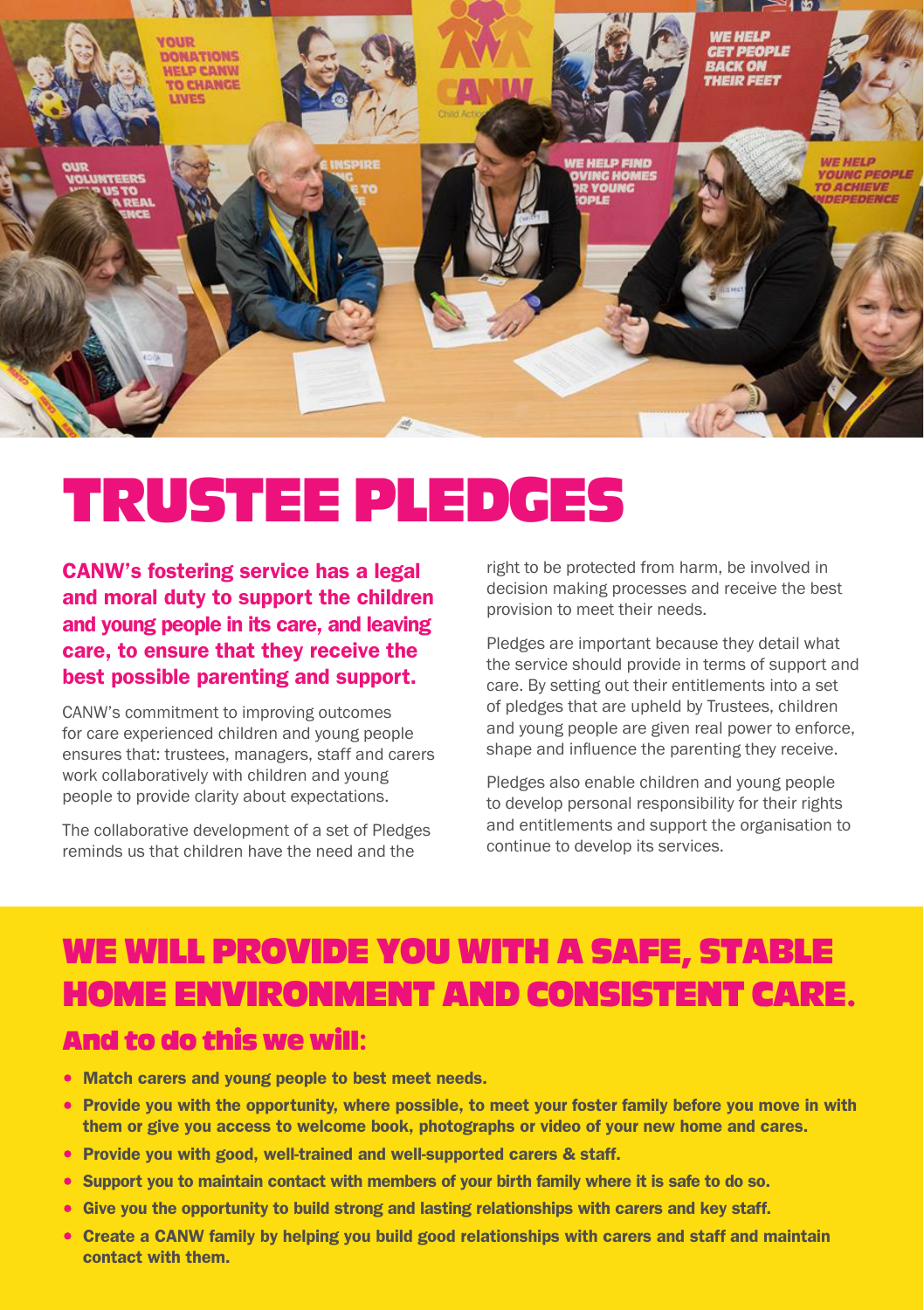# TRUSTEE PLEDGES

**CANW's fostering service has a legal and moral duty to support the children and young people in its care, and leaving care, to ensure that they receive the best possible parenting and support.**

CANW's commitment to improving outcomes for care experienced children and young people ensures that: trustees, managers, staff and carers work collaboratively with children and young people to provide clarity about expectations.

The collaborative development of a set of Pledges reminds us that children have the need and the right to be protected from harm, be involved in decision making processes and receive the best provision to meet their needs.

Pledges are important because they detail what the service should provide in terms of support and care. By setting out their entitlements into a set of pledges that are upheld by Trustees, children and young people are given real power to enforce, shape and influence the parenting they receive.

Pledges also enable children and young people to develop personal responsibility for their rights and entitlements and support the organisation to continue to develop its services.

## WE WILL PROVIDE YOU WITH A SAFE, STABLE HOME ENVIRONMENT AND CONSISTENT CARE.

### And to do this we will:

- **Match carers and young people to best meet needs.**
- **Provide you with the opportunity, where possible, to meet your foster family before you move in with them or give you access to welcome book, photographs or video of your new home and cares.**
- **Provide you with good, well-trained and well-supported carers & staff.**
- **Support you to maintain contact with members of your birth family where it is safe to do so.**
- **Give you the opportunity to build strong and lasting relationships with carers and key staff.**
- **Create a CANW family by helping you build good relationships with carers and staff and maintain contact with them.**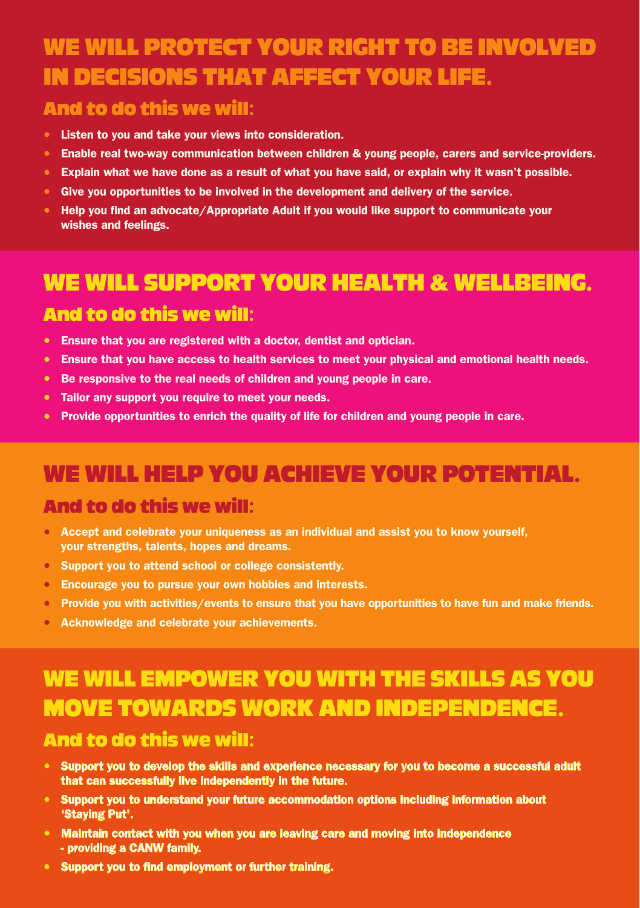## WE WILL PROTECT YOUR RIGHT TO BE INVOLVED IN DECISIONS THAT AFFECT YOUR LIFE.

### And to do this we will:

- Listen to you and take your views into consideration.
- Enable real two-way communication between children & young people, carers and service-providers.
- Explain what we have done as a result of what you have said, or explain why it wasn't possible.
- Give you opportunities to be involved in the development and delivery of the service.
- Help you find an advocate/Appropriate Adult if you would like support to communicate your wishes and feelings.

## WE WILL SUPPORT YOUR HEALTH & WELLBEING.

### And to do this we will:

- Ensure that you are registered with a doctor, dentist and optician.
- Ensure that you have access to health services to meet your physical and emotional health needs.
- Be responsive to the real needs of children and young people in care.
- Tailor any support you require to meet your needs.
- Provide opportunities to enrich the quality of life for children and young people in care.

## WE WILL HELP YOU ACHIEVE YOUR POTENTIAL.

### And to do this we will:

- Accept and celebrate your uniqueness as an individual and assist you to know yourself, your strengths, talents, hopes and dreams.
- Support you to attend school or college consistently.
- Encourage you to pursue your own hobbies and interests.
- Provide you with activities/events to ensure that you have opportunities to have fun and make friends.
- Acknowledge and celebrate your achievements.

## WE WILL EMPOWER YOU WITH THE SKILLS AS YOU MOVE TOWARDS WORK AND INDEPENDENCE.

### And to do this we will:

- Support you to develop the skills and experience necessary for you to become a successful adult that can successfully live independently in the future.
- Support you to understand your future accommodation options including information about 'Staying Put'.
- Maintain contact with you when you are leaving care and moving into independence - providing a CANW family.
- Support you to find employment or further training.